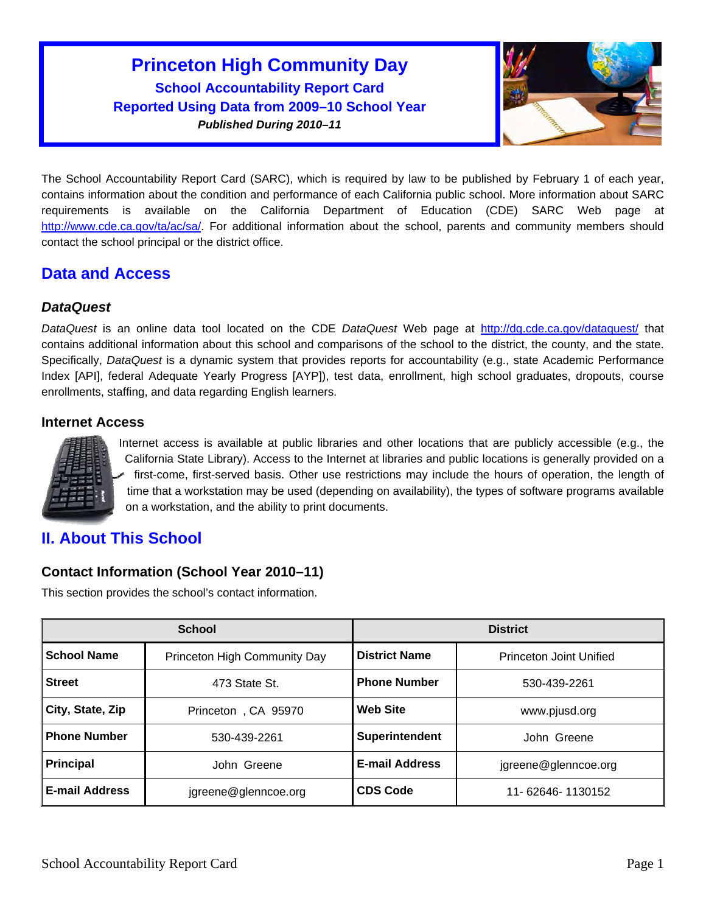# Princeton High Community Day

## School Accountability Report Card

## Reported Using Data from 2009–10 School Year

***Published During 2010–11***

The School Accountability Report Card (SARC), which is required by law to be published by February 1 of each year, contains information about the condition and performance of each California public school. More information about SARC requirements is available on the California Department of Education (CDE) SARC Web page at http://www.cde.ca.gov/ta/ac/sa/. For additional information about the school, parents and community members should contact the school principal or the district office.

## Data and Access

### *DataQuest*

*DataQuest* is an online data tool located on the CDE *DataQuest* Web page at http://dq.cde.ca.gov/dataquest/ that contains additional information about this school and comparisons of the school to the district, the county, and the state. Specifically, *DataQuest* is a dynamic system that provides reports for accountability (e.g., state Academic Performance Index [API], federal Adequate Yearly Progress [AYP]), test data, enrollment, high school graduates, dropouts, course enrollments, staffing, and data regarding English learners.

### Internet Access

Internet access is available at public libraries and other locations that are publicly accessible (e.g., the California State Library). Access to the Internet at libraries and public locations is generally provided on a first-come, first-served basis. Other use restrictions may include the hours of operation, the length of time that a workstation may be used (depending on availability), the types of software programs available on a workstation, and the ability to print documents.

## II. About This School

### Contact Information (School Year 2010–11)

This section provides the school's contact information.

| School | | District | |
|---|---|---|---|
| **School Name** | Princeton High Community Day | **District Name** | Princeton Joint Unified |
| **Street** | 473 State St. | **Phone Number** | 530-439-2261 |
| **City, State, Zip** | Princeton , CA 95970 | **Web Site** | www.pjusd.org |
| **Phone Number** | 530-439-2261 | **Superintendent** | John Greene |
| **Principal** | John Greene | **E-mail Address** | jgreene@glenncoe.org |
| **E-mail Address** | jgreene@glenncoe.org | **CDS Code** | 11- 62646- 1130152 |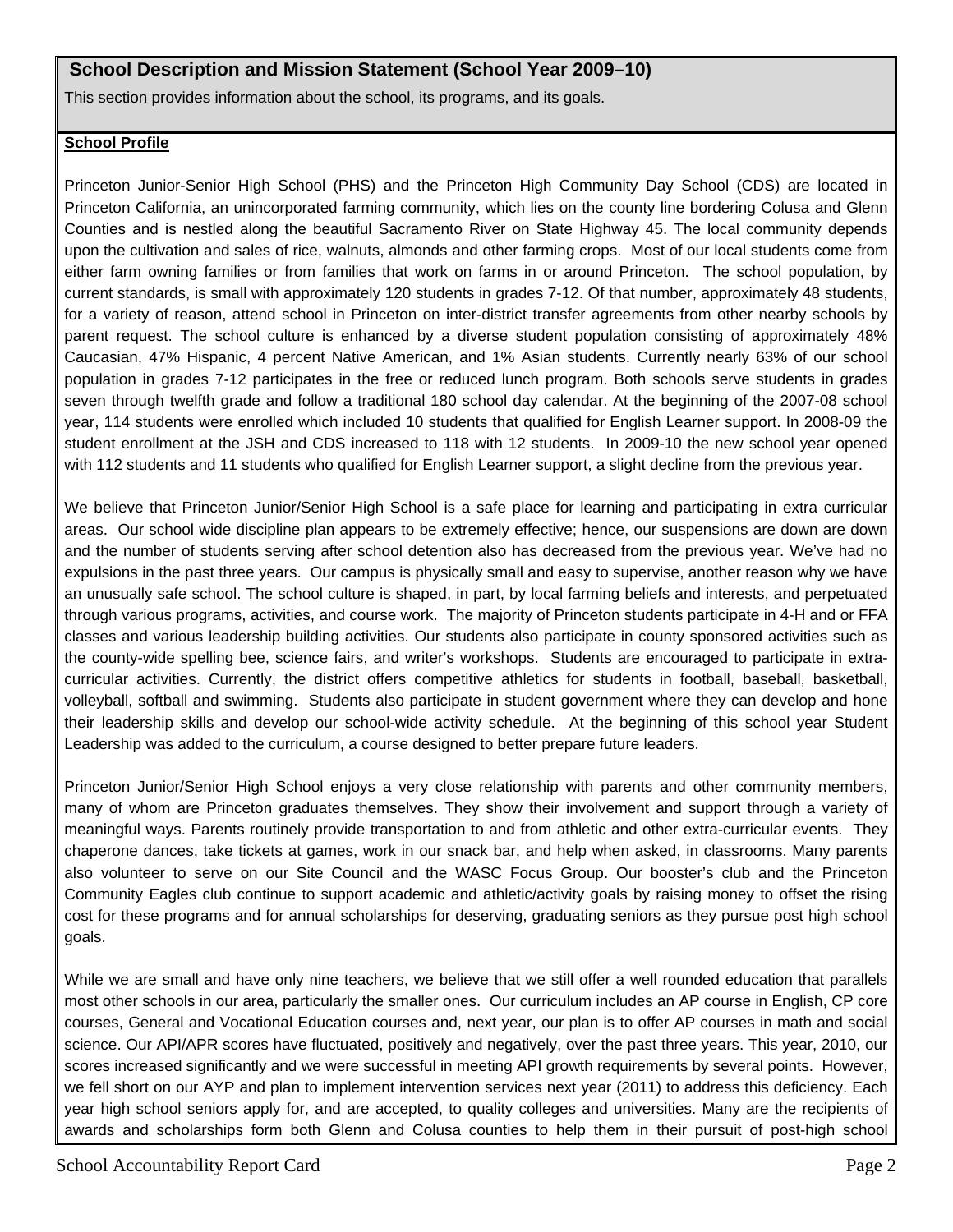## School Description and Mission Statement (School Year 2009–10)

This section provides information about the school, its programs, and its goals.

**School Profile**

Princeton Junior-Senior High School (PHS) and the Princeton High Community Day School (CDS) are located in Princeton California, an unincorporated farming community, which lies on the county line bordering Colusa and Glenn Counties and is nestled along the beautiful Sacramento River on State Highway 45. The local community depends upon the cultivation and sales of rice, walnuts, almonds and other farming crops. Most of our local students come from either farm owning families or from families that work on farms in or around Princeton. The school population, by current standards, is small with approximately 120 students in grades 7-12. Of that number, approximately 48 students, for a variety of reason, attend school in Princeton on inter-district transfer agreements from other nearby schools by parent request. The school culture is enhanced by a diverse student population consisting of approximately 48% Caucasian, 47% Hispanic, 4 percent Native American, and 1% Asian students. Currently nearly 63% of our school population in grades 7-12 participates in the free or reduced lunch program. Both schools serve students in grades seven through twelfth grade and follow a traditional 180 school day calendar. At the beginning of the 2007-08 school year, 114 students were enrolled which included 10 students that qualified for English Learner support. In 2008-09 the student enrollment at the JSH and CDS increased to 118 with 12 students. In 2009-10 the new school year opened with 112 students and 11 students who qualified for English Learner support, a slight decline from the previous year.

We believe that Princeton Junior/Senior High School is a safe place for learning and participating in extra curricular areas. Our school wide discipline plan appears to be extremely effective; hence, our suspensions are down are down and the number of students serving after school detention also has decreased from the previous year. We've had no expulsions in the past three years. Our campus is physically small and easy to supervise, another reason why we have an unusually safe school. The school culture is shaped, in part, by local farming beliefs and interests, and perpetuated through various programs, activities, and course work. The majority of Princeton students participate in 4-H and or FFA classes and various leadership building activities. Our students also participate in county sponsored activities such as the county-wide spelling bee, science fairs, and writer's workshops. Students are encouraged to participate in extra-curricular activities. Currently, the district offers competitive athletics for students in football, baseball, basketball, volleyball, softball and swimming. Students also participate in student government where they can develop and hone their leadership skills and develop our school-wide activity schedule. At the beginning of this school year Student Leadership was added to the curriculum, a course designed to better prepare future leaders.

Princeton Junior/Senior High School enjoys a very close relationship with parents and other community members, many of whom are Princeton graduates themselves. They show their involvement and support through a variety of meaningful ways. Parents routinely provide transportation to and from athletic and other extra-curricular events. They chaperone dances, take tickets at games, work in our snack bar, and help when asked, in classrooms. Many parents also volunteer to serve on our Site Council and the WASC Focus Group. Our booster's club and the Princeton Community Eagles club continue to support academic and athletic/activity goals by raising money to offset the rising cost for these programs and for annual scholarships for deserving, graduating seniors as they pursue post high school goals.

While we are small and have only nine teachers, we believe that we still offer a well rounded education that parallels most other schools in our area, particularly the smaller ones. Our curriculum includes an AP course in English, CP core courses, General and Vocational Education courses and, next year, our plan is to offer AP courses in math and social science. Our API/APR scores have fluctuated, positively and negatively, over the past three years. This year, 2010, our scores increased significantly and we were successful in meeting API growth requirements by several points. However, we fell short on our AYP and plan to implement intervention services next year (2011) to address this deficiency. Each year high school seniors apply for, and are accepted, to quality colleges and universities. Many are the recipients of awards and scholarships form both Glenn and Colusa counties to help them in their pursuit of post-high school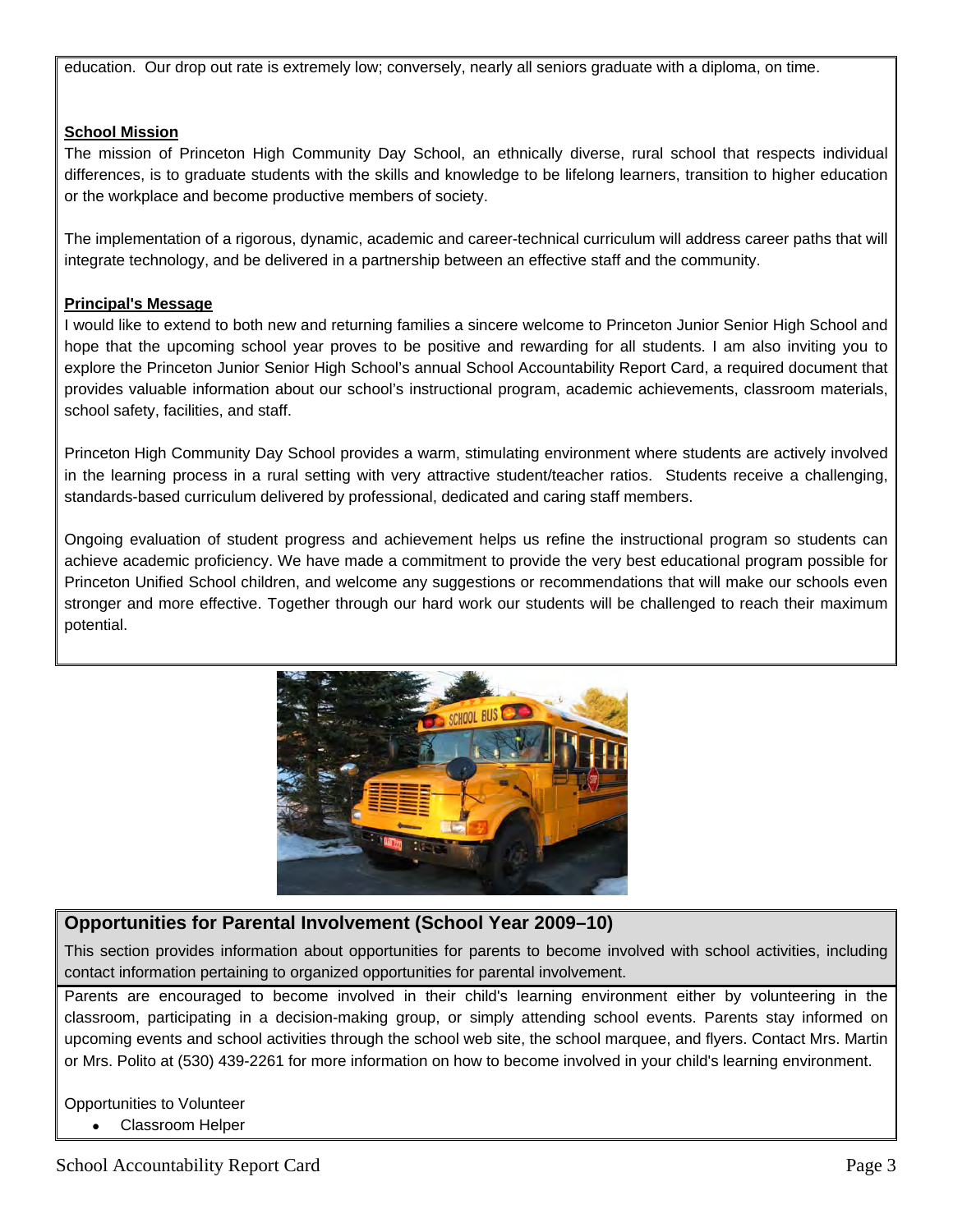education. Our drop out rate is extremely low; conversely, nearly all seniors graduate with a diploma, on time.

**School Mission**

The mission of Princeton High Community Day School, an ethnically diverse, rural school that respects individual differences, is to graduate students with the skills and knowledge to be lifelong learners, transition to higher education or the workplace and become productive members of society.

The implementation of a rigorous, dynamic, academic and career-technical curriculum will address career paths that will integrate technology, and be delivered in a partnership between an effective staff and the community.

**Principal's Message**

I would like to extend to both new and returning families a sincere welcome to Princeton Junior Senior High School and hope that the upcoming school year proves to be positive and rewarding for all students. I am also inviting you to explore the Princeton Junior Senior High School's annual School Accountability Report Card, a required document that provides valuable information about our school's instructional program, academic achievements, classroom materials, school safety, facilities, and staff.

Princeton High Community Day School provides a warm, stimulating environment where students are actively involved in the learning process in a rural setting with very attractive student/teacher ratios. Students receive a challenging, standards-based curriculum delivered by professional, dedicated and caring staff members.

Ongoing evaluation of student progress and achievement helps us refine the instructional program so students can achieve academic proficiency. We have made a commitment to provide the very best educational program possible for Princeton Unified School children, and welcome any suggestions or recommendations that will make our schools even stronger and more effective. Together through our hard work our students will be challenged to reach their maximum potential.

## Opportunities for Parental Involvement (School Year 2009–10)

This section provides information about opportunities for parents to become involved with school activities, including contact information pertaining to organized opportunities for parental involvement.

Parents are encouraged to become involved in their child's learning environment either by volunteering in the classroom, participating in a decision-making group, or simply attending school events. Parents stay informed on upcoming events and school activities through the school web site, the school marquee, and flyers. Contact Mrs. Martin or Mrs. Polito at (530) 439-2261 for more information on how to become involved in your child's learning environment.

Opportunities to Volunteer

- Classroom Helper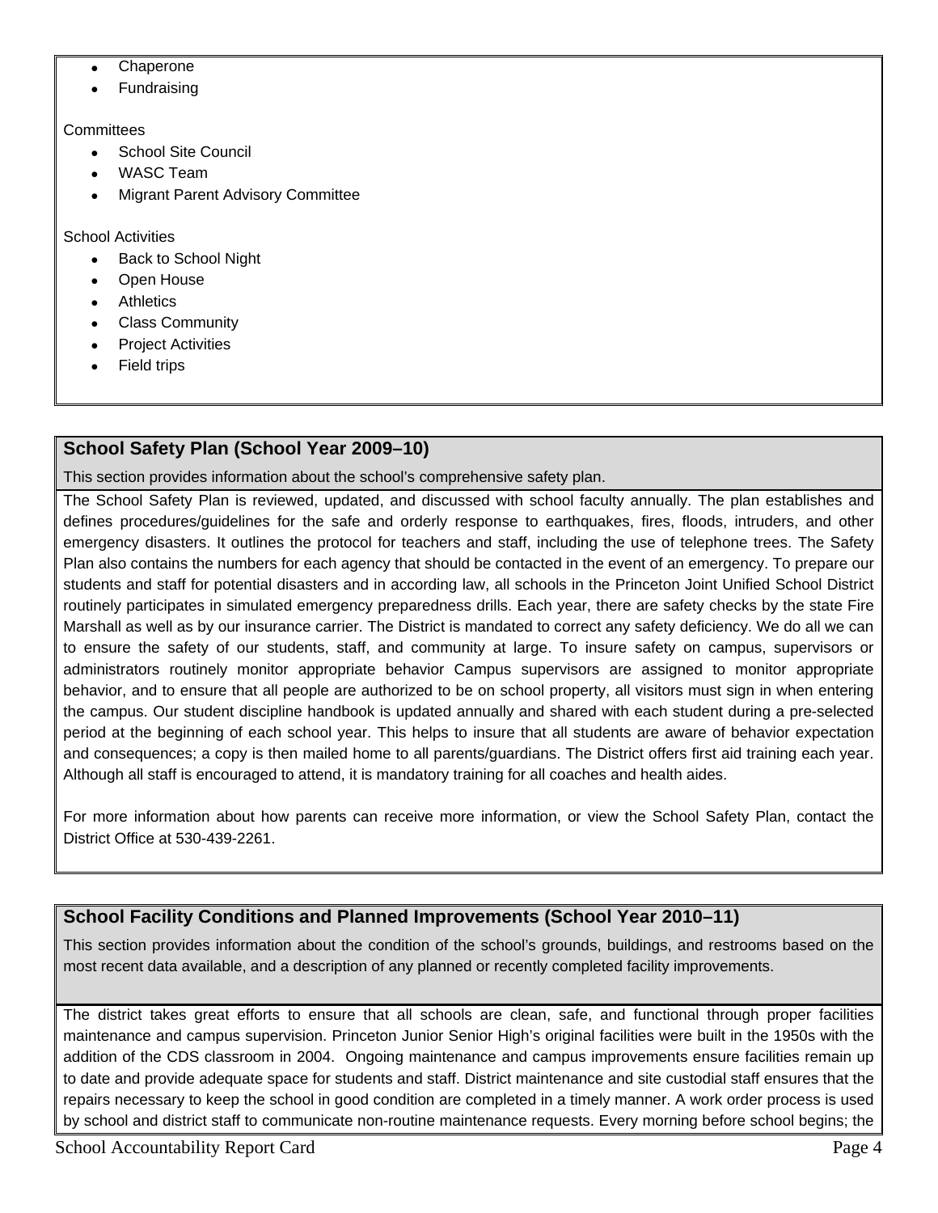- Chaperone
- Fundraising

Committees

- School Site Council
- WASC Team
- Migrant Parent Advisory Committee

School Activities

- Back to School Night
- Open House
- Athletics
- Class Community
- Project Activities
- Field trips

## School Safety Plan (School Year 2009–10)

This section provides information about the school's comprehensive safety plan.

The School Safety Plan is reviewed, updated, and discussed with school faculty annually. The plan establishes and defines procedures/guidelines for the safe and orderly response to earthquakes, fires, floods, intruders, and other emergency disasters. It outlines the protocol for teachers and staff, including the use of telephone trees. The Safety Plan also contains the numbers for each agency that should be contacted in the event of an emergency. To prepare our students and staff for potential disasters and in according law, all schools in the Princeton Joint Unified School District routinely participates in simulated emergency preparedness drills. Each year, there are safety checks by the state Fire Marshall as well as by our insurance carrier. The District is mandated to correct any safety deficiency. We do all we can to ensure the safety of our students, staff, and community at large. To insure safety on campus, supervisors or administrators routinely monitor appropriate behavior Campus supervisors are assigned to monitor appropriate behavior, and to ensure that all people are authorized to be on school property, all visitors must sign in when entering the campus. Our student discipline handbook is updated annually and shared with each student during a pre-selected period at the beginning of each school year. This helps to insure that all students are aware of behavior expectation and consequences; a copy is then mailed home to all parents/guardians. The District offers first aid training each year. Although all staff is encouraged to attend, it is mandatory training for all coaches and health aides.

For more information about how parents can receive more information, or view the School Safety Plan, contact the District Office at 530-439-2261.

## School Facility Conditions and Planned Improvements (School Year 2010–11)

This section provides information about the condition of the school's grounds, buildings, and restrooms based on the most recent data available, and a description of any planned or recently completed facility improvements.

The district takes great efforts to ensure that all schools are clean, safe, and functional through proper facilities maintenance and campus supervision. Princeton Junior Senior High's original facilities were built in the 1950s with the addition of the CDS classroom in 2004. Ongoing maintenance and campus improvements ensure facilities remain up to date and provide adequate space for students and staff. District maintenance and site custodial staff ensures that the repairs necessary to keep the school in good condition are completed in a timely manner. A work order process is used by school and district staff to communicate non-routine maintenance requests. Every morning before school begins; the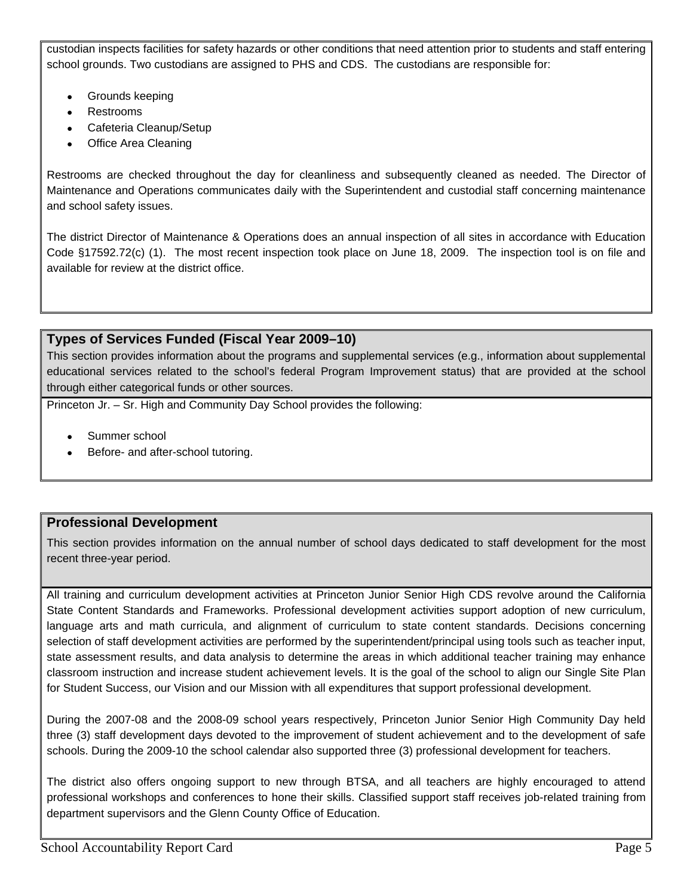custodian inspects facilities for safety hazards or other conditions that need attention prior to students and staff entering school grounds. Two custodians are assigned to PHS and CDS. The custodians are responsible for:

- Grounds keeping
- Restrooms
- Cafeteria Cleanup/Setup
- Office Area Cleaning

Restrooms are checked throughout the day for cleanliness and subsequently cleaned as needed. The Director of Maintenance and Operations communicates daily with the Superintendent and custodial staff concerning maintenance and school safety issues.

The district Director of Maintenance & Operations does an annual inspection of all sites in accordance with Education Code §17592.72(c) (1). The most recent inspection took place on June 18, 2009. The inspection tool is on file and available for review at the district office.

## Types of Services Funded (Fiscal Year 2009–10)

This section provides information about the programs and supplemental services (e.g., information about supplemental educational services related to the school's federal Program Improvement status) that are provided at the school through either categorical funds or other sources.

Princeton Jr. – Sr. High and Community Day School provides the following:

- Summer school
- Before- and after-school tutoring.

## Professional Development

This section provides information on the annual number of school days dedicated to staff development for the most recent three-year period.

All training and curriculum development activities at Princeton Junior Senior High CDS revolve around the California State Content Standards and Frameworks. Professional development activities support adoption of new curriculum, language arts and math curricula, and alignment of curriculum to state content standards. Decisions concerning selection of staff development activities are performed by the superintendent/principal using tools such as teacher input, state assessment results, and data analysis to determine the areas in which additional teacher training may enhance classroom instruction and increase student achievement levels. It is the goal of the school to align our Single Site Plan for Student Success, our Vision and our Mission with all expenditures that support professional development.

During the 2007-08 and the 2008-09 school years respectively, Princeton Junior Senior High Community Day held three (3) staff development days devoted to the improvement of student achievement and to the development of safe schools. During the 2009-10 the school calendar also supported three (3) professional development for teachers.

The district also offers ongoing support to new through BTSA, and all teachers are highly encouraged to attend professional workshops and conferences to hone their skills. Classified support staff receives job-related training from department supervisors and the Glenn County Office of Education.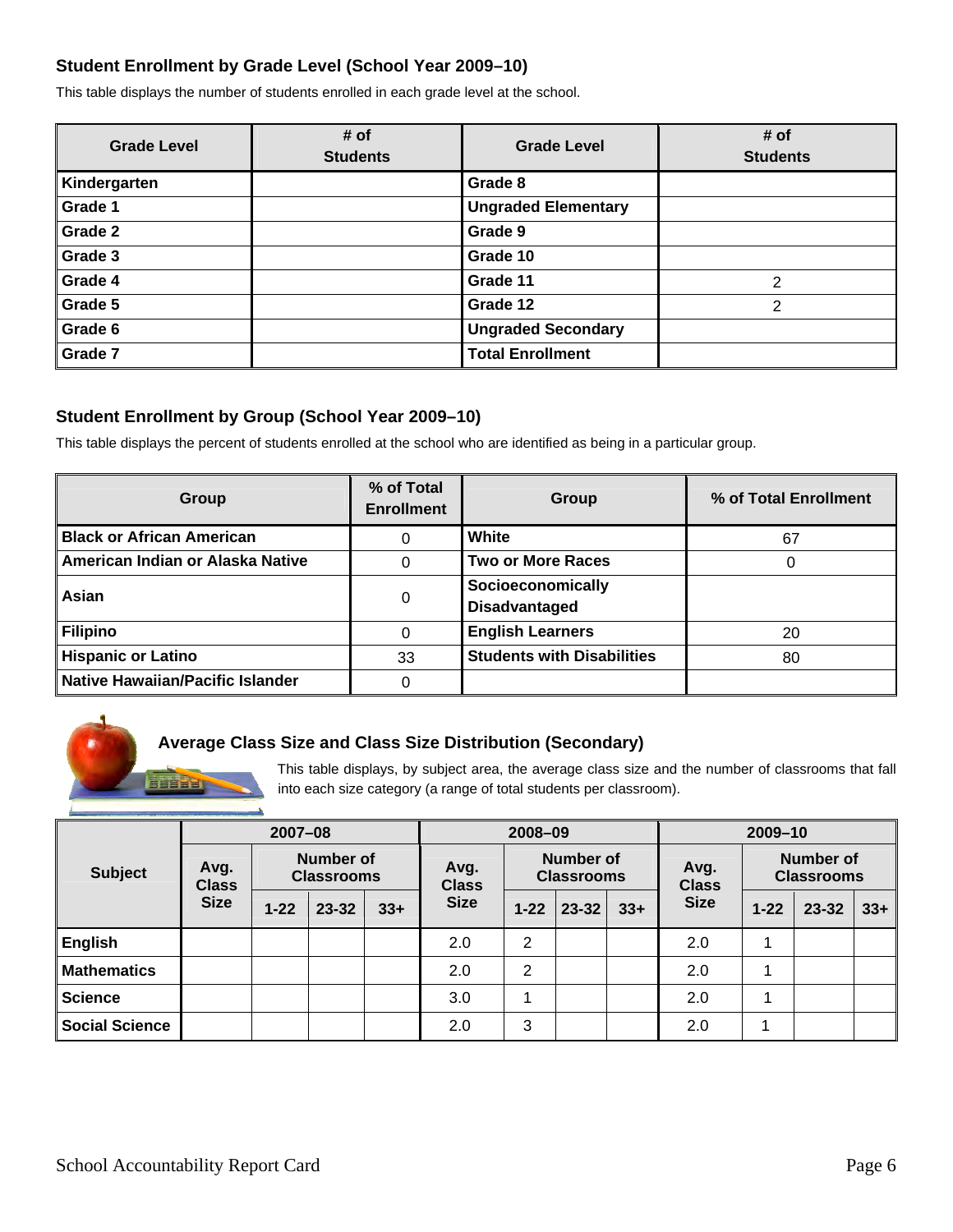### Student Enrollment by Grade Level (School Year 2009–10)

This table displays the number of students enrolled in each grade level at the school.

| Grade Level | # of Students | Grade Level | # of Students |
|---|---|---|---|
| Kindergarten | | Grade 8 | |
| Grade 1 | | Ungraded Elementary | |
| Grade 2 | | Grade 9 | |
| Grade 3 | | Grade 10 | |
| Grade 4 | | Grade 11 | 2 |
| Grade 5 | | Grade 12 | 2 |
| Grade 6 | | Ungraded Secondary | |
| Grade 7 | | Total Enrollment | |

### Student Enrollment by Group (School Year 2009–10)

This table displays the percent of students enrolled at the school who are identified as being in a particular group.

| Group | % of Total Enrollment | Group | % of Total Enrollment |
|---|---|---|---|
| Black or African American | 0 | White | 67 |
| American Indian or Alaska Native | 0 | Two or More Races | 0 |
| Asian | 0 | Socioeconomically Disadvantaged | |
| Filipino | 0 | English Learners | 20 |
| Hispanic or Latino | 33 | Students with Disabilities | 80 |
| Native Hawaiian/Pacific Islander | 0 | | |

### Average Class Size and Class Size Distribution (Secondary)

This table displays, by subject area, the average class size and the number of classrooms that fall into each size category (a range of total students per classroom).

| Subject | 2007–08 | | | | 2008–09 | | | | 2009–10 | | | |
|---|---|---|---|---|---|---|---|---|---|---|---|---|
| | Avg. Class Size | Number of Classrooms | | | Avg. Class Size | Number of Classrooms | | | Avg. Class Size | Number of Classrooms | | |
| | | 1-22 | 23-32 | 33+ | | 1-22 | 23-32 | 33+ | | 1-22 | 23-32 | 33+ |
| English | | | | | 2.0 | 2 | | | 2.0 | 1 | | |
| Mathematics | | | | | 2.0 | 2 | | | 2.0 | 1 | | |
| Science | | | | | 3.0 | 1 | | | 2.0 | 1 | | |
| Social Science | | | | | 2.0 | 3 | | | 2.0 | 1 | | |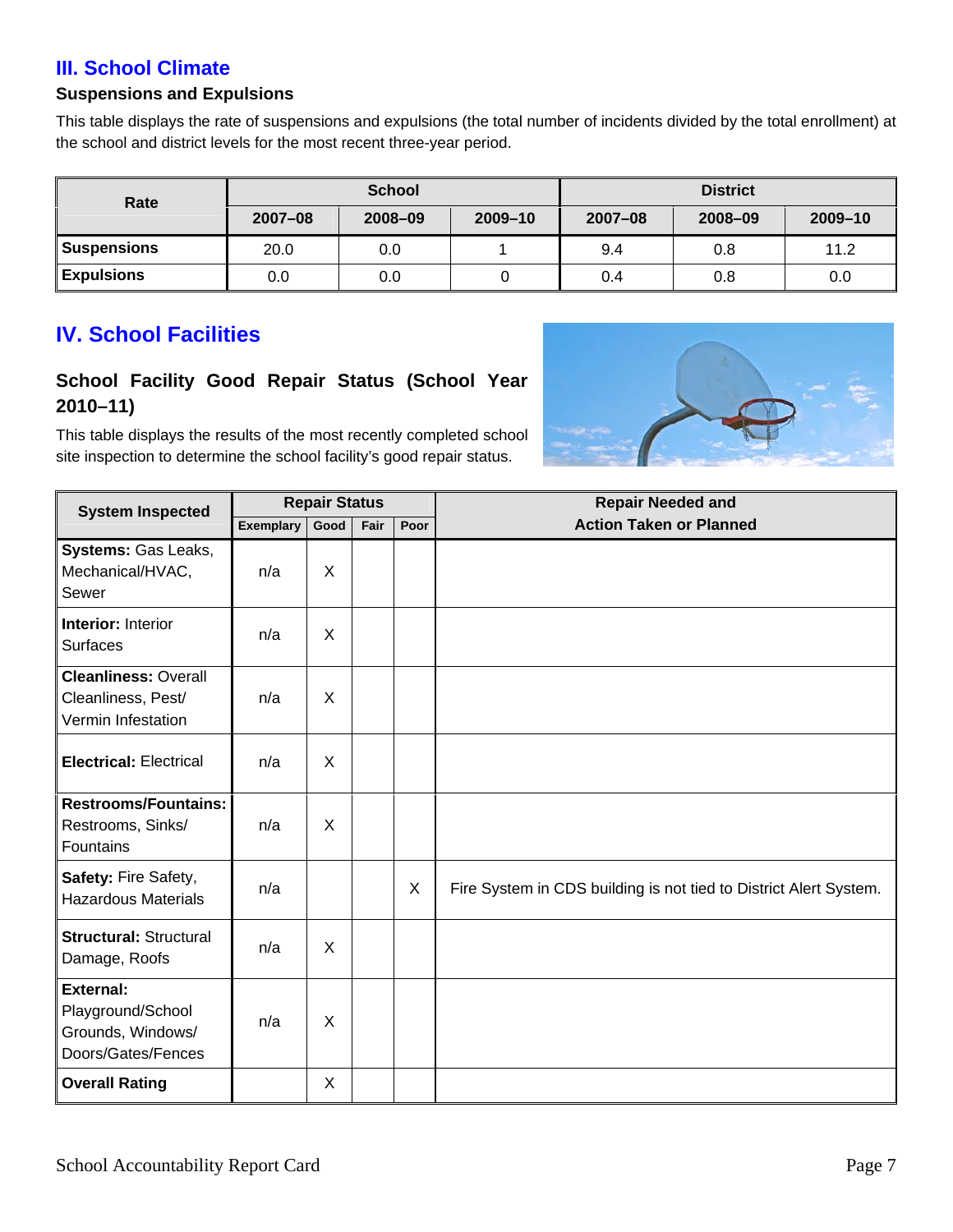## III. School Climate

### Suspensions and Expulsions

This table displays the rate of suspensions and expulsions (the total number of incidents divided by the total enrollment) at the school and district levels for the most recent three-year period.

| Rate | School | | | District | | |
|---|---|---|---|---|---|---|
| | 2007–08 | 2008–09 | 2009–10 | 2007–08 | 2008–09 | 2009–10 |
| **Suspensions** | 20.0 | 0.0 | 1 | 9.4 | 0.8 | 11.2 |
| **Expulsions** | 0.0 | 0.0 | 0 | 0.4 | 0.8 | 0.0 |

## IV. School Facilities

### School Facility Good Repair Status (School Year 2010–11)

This table displays the results of the most recently completed school site inspection to determine the school facility's good repair status.

| System Inspected | Repair Status | | | | Repair Needed and Action Taken or Planned |
|---|---|---|---|---|---|
| | Exemplary | Good | Fair | Poor | |
| **Systems:** Gas Leaks, Mechanical/HVAC, Sewer | n/a | X | | | |
| **Interior:** Interior Surfaces | n/a | X | | | |
| **Cleanliness:** Overall Cleanliness, Pest/ Vermin Infestation | n/a | X | | | |
| **Electrical:** Electrical | n/a | X | | | |
| **Restrooms/Fountains:** Restrooms, Sinks/ Fountains | n/a | X | | | |
| **Safety:** Fire Safety, Hazardous Materials | n/a | | | X | Fire System in CDS building is not tied to District Alert System. |
| **Structural:** Structural Damage, Roofs | n/a | X | | | |
| **External:** Playground/School Grounds, Windows/ Doors/Gates/Fences | n/a | X | | | |
| **Overall Rating** | | X | | | |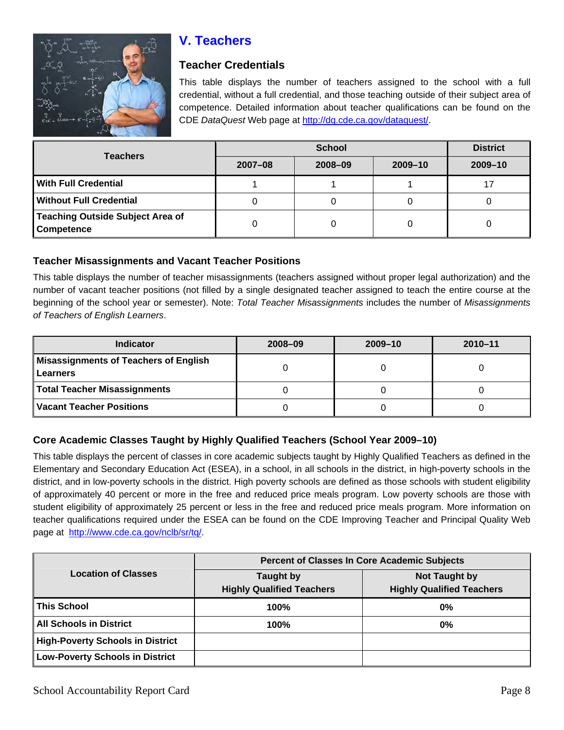## V. Teachers

### Teacher Credentials

This table displays the number of teachers assigned to the school with a full credential, without a full credential, and those teaching outside of their subject area of competence. Detailed information about teacher qualifications can be found on the CDE *DataQuest* Web page at http://dq.cde.ca.gov/dataquest/.

| Teachers | School | | | District |
|---|---|---|---|---|
| | 2007–08 | 2008–09 | 2009–10 | 2009–10 |
| **With Full Credential** | 1 | 1 | 1 | 17 |
| **Without Full Credential** | 0 | 0 | 0 | 0 |
| **Teaching Outside Subject Area of Competence** | 0 | 0 | 0 | 0 |

### Teacher Misassignments and Vacant Teacher Positions

This table displays the number of teacher misassignments (teachers assigned without proper legal authorization) and the number of vacant teacher positions (not filled by a single designated teacher assigned to teach the entire course at the beginning of the school year or semester). Note: *Total Teacher Misassignments* includes the number of *Misassignments of Teachers of English Learners*.

| Indicator | 2008–09 | 2009–10 | 2010–11 |
|---|---|---|---|
| **Misassignments of Teachers of English Learners** | 0 | 0 | 0 |
| **Total Teacher Misassignments** | 0 | 0 | 0 |
| **Vacant Teacher Positions** | 0 | 0 | 0 |

### Core Academic Classes Taught by Highly Qualified Teachers (School Year 2009–10)

This table displays the percent of classes in core academic subjects taught by Highly Qualified Teachers as defined in the Elementary and Secondary Education Act (ESEA), in a school, in all schools in the district, in high-poverty schools in the district, and in low-poverty schools in the district. High poverty schools are defined as those schools with student eligibility of approximately 40 percent or more in the free and reduced price meals program. Low poverty schools are those with student eligibility of approximately 25 percent or less in the free and reduced price meals program. More information on teacher qualifications required under the ESEA can be found on the CDE Improving Teacher and Principal Quality Web page at http://www.cde.ca.gov/nclb/sr/tq/.

| Location of Classes | Percent of Classes In Core Academic Subjects | |
|---|---|---|
| | Taught by Highly Qualified Teachers | Not Taught by Highly Qualified Teachers |
| **This School** | **100%** | **0%** |
| **All Schools in District** | **100%** | **0%** |
| **High-Poverty Schools in District** | | |
| **Low-Poverty Schools in District** | | |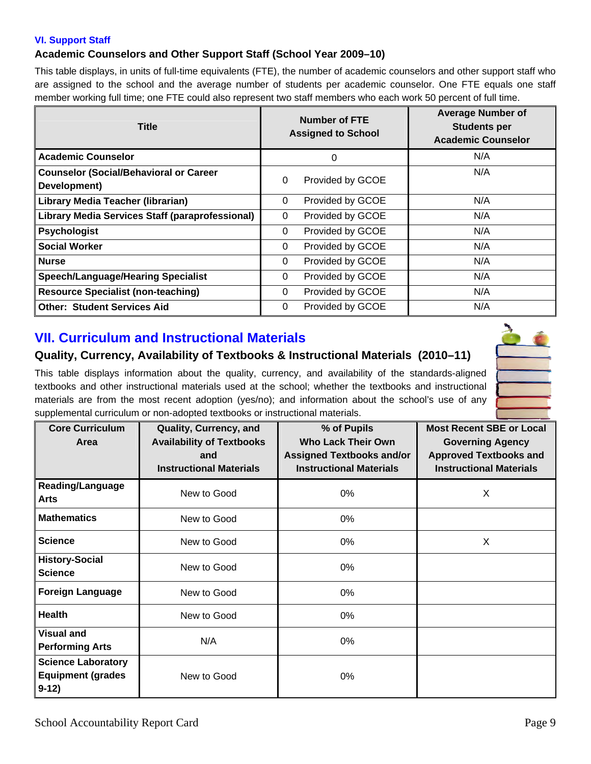### VI. Support Staff

### Academic Counselors and Other Support Staff (School Year 2009–10)

This table displays, in units of full-time equivalents (FTE), the number of academic counselors and other support staff who are assigned to the school and the average number of students per academic counselor. One FTE equals one staff member working full time; one FTE could also represent two staff members who each work 50 percent of full time.

| Title | Number of FTE Assigned to School | Average Number of Students per Academic Counselor |
|---|---|---|
| Academic Counselor | 0 | N/A |
| Counselor (Social/Behavioral or Career Development) | 0 Provided by GCOE | N/A |
| Library Media Teacher (librarian) | 0 Provided by GCOE | N/A |
| Library Media Services Staff (paraprofessional) | 0 Provided by GCOE | N/A |
| Psychologist | 0 Provided by GCOE | N/A |
| Social Worker | 0 Provided by GCOE | N/A |
| Nurse | 0 Provided by GCOE | N/A |
| Speech/Language/Hearing Specialist | 0 Provided by GCOE | N/A |
| Resource Specialist (non-teaching) | 0 Provided by GCOE | N/A |
| Other: Student Services Aid | 0 Provided by GCOE | N/A |

## VII. Curriculum and Instructional Materials

### Quality, Currency, Availability of Textbooks & Instructional Materials (2010–11)

This table displays information about the quality, currency, and availability of the standards-aligned textbooks and other instructional materials used at the school; whether the textbooks and instructional materials are from the most recent adoption (yes/no); and information about the school's use of any supplemental curriculum or non-adopted textbooks or instructional materials.

| Core Curriculum Area | Quality, Currency, and Availability of Textbooks and Instructional Materials | % of Pupils Who Lack Their Own Assigned Textbooks and/or Instructional Materials | Most Recent SBE or Local Governing Agency Approved Textbooks and Instructional Materials |
|---|---|---|---|
| Reading/Language Arts | New to Good | 0% | X |
| Mathematics | New to Good | 0% | |
| Science | New to Good | 0% | X |
| History-Social Science | New to Good | 0% | |
| Foreign Language | New to Good | 0% | |
| Health | New to Good | 0% | |
| Visual and Performing Arts | N/A | 0% | |
| Science Laboratory Equipment (grades 9-12) | New to Good | 0% | |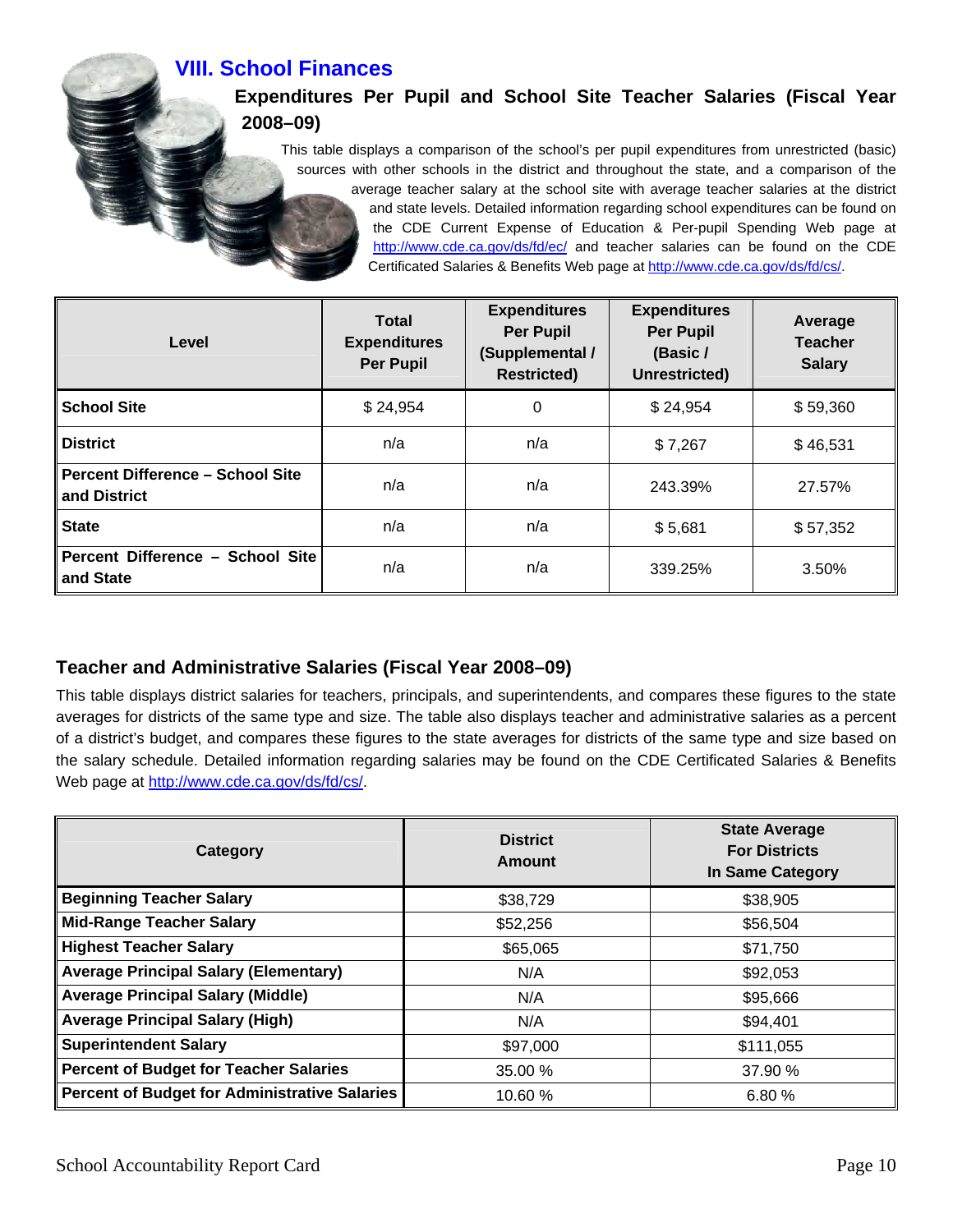## VIII. School Finances

### Expenditures Per Pupil and School Site Teacher Salaries (Fiscal Year 2008–09)

This table displays a comparison of the school's per pupil expenditures from unrestricted (basic) sources with other schools in the district and throughout the state, and a comparison of the average teacher salary at the school site with average teacher salaries at the district and state levels. Detailed information regarding school expenditures can be found on the CDE Current Expense of Education & Per-pupil Spending Web page at http://www.cde.ca.gov/ds/fd/ec/ and teacher salaries can be found on the CDE Certificated Salaries & Benefits Web page at http://www.cde.ca.gov/ds/fd/cs/.

| Level | Total Expenditures Per Pupil | Expenditures Per Pupil (Supplemental / Restricted) | Expenditures Per Pupil (Basic / Unrestricted) | Average Teacher Salary |
|---|---|---|---|---|
| **School Site** | $ 24,954 | 0 | $ 24,954 | $ 59,360 |
| **District** | n/a | n/a | $ 7,267 | $ 46,531 |
| **Percent Difference – School Site and District** | n/a | n/a | 243.39% | 27.57% |
| **State** | n/a | n/a | $ 5,681 | $ 57,352 |
| **Percent Difference – School Site and State** | n/a | n/a | 339.25% | 3.50% |

### Teacher and Administrative Salaries (Fiscal Year 2008–09)

This table displays district salaries for teachers, principals, and superintendents, and compares these figures to the state averages for districts of the same type and size. The table also displays teacher and administrative salaries as a percent of a district's budget, and compares these figures to the state averages for districts of the same type and size based on the salary schedule. Detailed information regarding salaries may be found on the CDE Certificated Salaries & Benefits Web page at http://www.cde.ca.gov/ds/fd/cs/.

| Category | District Amount | State Average For Districts In Same Category |
|---|---|---|
| **Beginning Teacher Salary** | $38,729 | $38,905 |
| **Mid-Range Teacher Salary** | $52,256 | $56,504 |
| **Highest Teacher Salary** | $65,065 | $71,750 |
| **Average Principal Salary (Elementary)** | N/A | $92,053 |
| **Average Principal Salary (Middle)** | N/A | $95,666 |
| **Average Principal Salary (High)** | N/A | $94,401 |
| **Superintendent Salary** | $97,000 | $111,055 |
| **Percent of Budget for Teacher Salaries** | 35.00 % | 37.90 % |
| **Percent of Budget for Administrative Salaries** | 10.60 % | 6.80 % |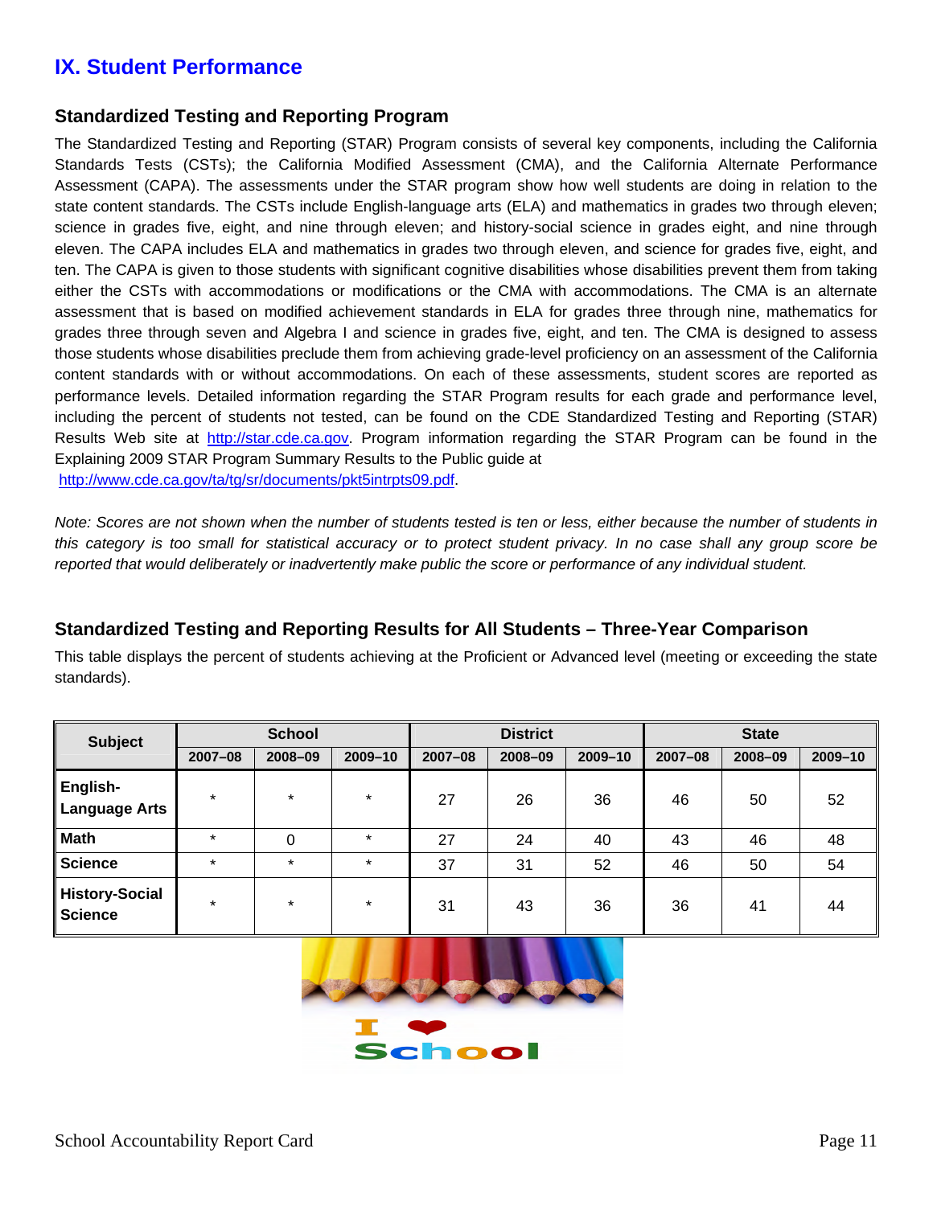## IX. Student Performance

### Standardized Testing and Reporting Program

The Standardized Testing and Reporting (STAR) Program consists of several key components, including the California Standards Tests (CSTs); the California Modified Assessment (CMA), and the California Alternate Performance Assessment (CAPA). The assessments under the STAR program show how well students are doing in relation to the state content standards. The CSTs include English-language arts (ELA) and mathematics in grades two through eleven; science in grades five, eight, and nine through eleven; and history-social science in grades eight, and nine through eleven. The CAPA includes ELA and mathematics in grades two through eleven, and science for grades five, eight, and ten. The CAPA is given to those students with significant cognitive disabilities whose disabilities prevent them from taking either the CSTs with accommodations or modifications or the CMA with accommodations. The CMA is an alternate assessment that is based on modified achievement standards in ELA for grades three through nine, mathematics for grades three through seven and Algebra I and science in grades five, eight, and ten. The CMA is designed to assess those students whose disabilities preclude them from achieving grade-level proficiency on an assessment of the California content standards with or without accommodations. On each of these assessments, student scores are reported as performance levels. Detailed information regarding the STAR Program results for each grade and performance level, including the percent of students not tested, can be found on the CDE Standardized Testing and Reporting (STAR) Results Web site at http://star.cde.ca.gov. Program information regarding the STAR Program can be found in the Explaining 2009 STAR Program Summary Results to the Public guide at http://www.cde.ca.gov/ta/tg/sr/documents/pkt5intrpts09.pdf.

*Note: Scores are not shown when the number of students tested is ten or less, either because the number of students in this category is too small for statistical accuracy or to protect student privacy. In no case shall any group score be reported that would deliberately or inadvertently make public the score or performance of any individual student.*

### Standardized Testing and Reporting Results for All Students – Three-Year Comparison

This table displays the percent of students achieving at the Proficient or Advanced level (meeting or exceeding the state standards).

| Subject | School | | | District | | | State | | |
|---|---|---|---|---|---|---|---|---|---|
| | 2007–08 | 2008–09 | 2009–10 | 2007–08 | 2008–09 | 2009–10 | 2007–08 | 2008–09 | 2009–10 |
| English-Language Arts | * | * | * | 27 | 26 | 36 | 46 | 50 | 52 |
| Math | * | 0 | * | 27 | 24 | 40 | 43 | 46 | 48 |
| Science | * | * | * | 37 | 31 | 52 | 46 | 50 | 54 |
| History-Social Science | * | * | * | 31 | 43 | 36 | 36 | 41 | 44 |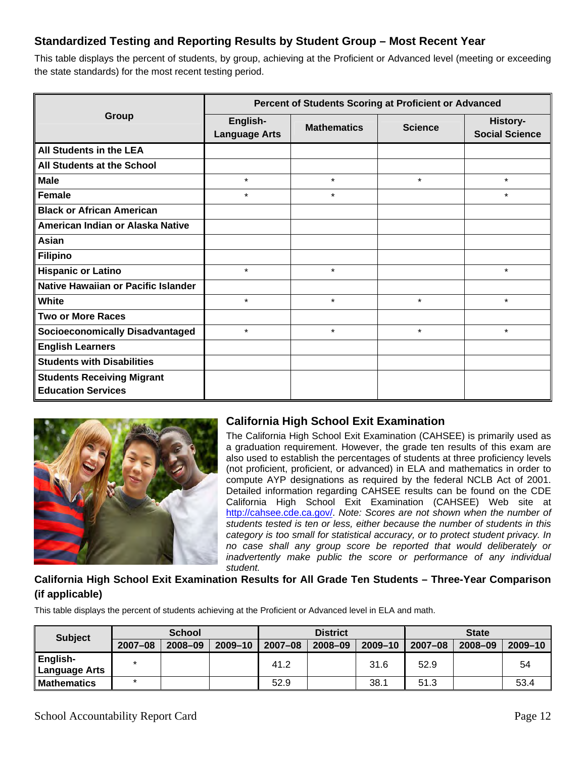## Standardized Testing and Reporting Results by Student Group – Most Recent Year

This table displays the percent of students, by group, achieving at the Proficient or Advanced level (meeting or exceeding the state standards) for the most recent testing period.

| Group | Percent of Students Scoring at Proficient or Advanced | | | |
|---|---|---|---|---|
| | English-Language Arts | Mathematics | Science | History-Social Science |
| All Students in the LEA | | | | |
| All Students at the School | | | | |
| Male | * | * | * | * |
| Female | * | * | | * |
| Black or African American | | | | |
| American Indian or Alaska Native | | | | |
| Asian | | | | |
| Filipino | | | | |
| Hispanic or Latino | * | * | | * |
| Native Hawaiian or Pacific Islander | | | | |
| White | * | * | * | * |
| Two or More Races | | | | |
| Socioeconomically Disadvantaged | * | * | * | * |
| English Learners | | | | |
| Students with Disabilities | | | | |
| Students Receiving Migrant Education Services | | | | |

## California High School Exit Examination

The California High School Exit Examination (CAHSEE) is primarily used as a graduation requirement. However, the grade ten results of this exam are also used to establish the percentages of students at three proficiency levels (not proficient, proficient, or advanced) in ELA and mathematics in order to compute AYP designations as required by the federal NCLB Act of 2001. Detailed information regarding CAHSEE results can be found on the CDE California High School Exit Examination (CAHSEE) Web site at http://cahsee.cde.ca.gov/. *Note: Scores are not shown when the number of students tested is ten or less, either because the number of students in this category is too small for statistical accuracy, or to protect student privacy. In no case shall any group score be reported that would deliberately or inadvertently make public the score or performance of any individual student.*

### California High School Exit Examination Results for All Grade Ten Students – Three-Year Comparison (if applicable)

This table displays the percent of students achieving at the Proficient or Advanced level in ELA and math.

| Subject | School | | | District | | | State | | |
|---|---|---|---|---|---|---|---|---|---|
| | 2007–08 | 2008–09 | 2009–10 | 2007–08 | 2008–09 | 2009–10 | 2007–08 | 2008–09 | 2009–10 |
| English-Language Arts | * | | | 41.2 | | 31.6 | 52.9 | | 54 |
| Mathematics | * | | | 52.9 | | 38.1 | 51.3 | | 53.4 |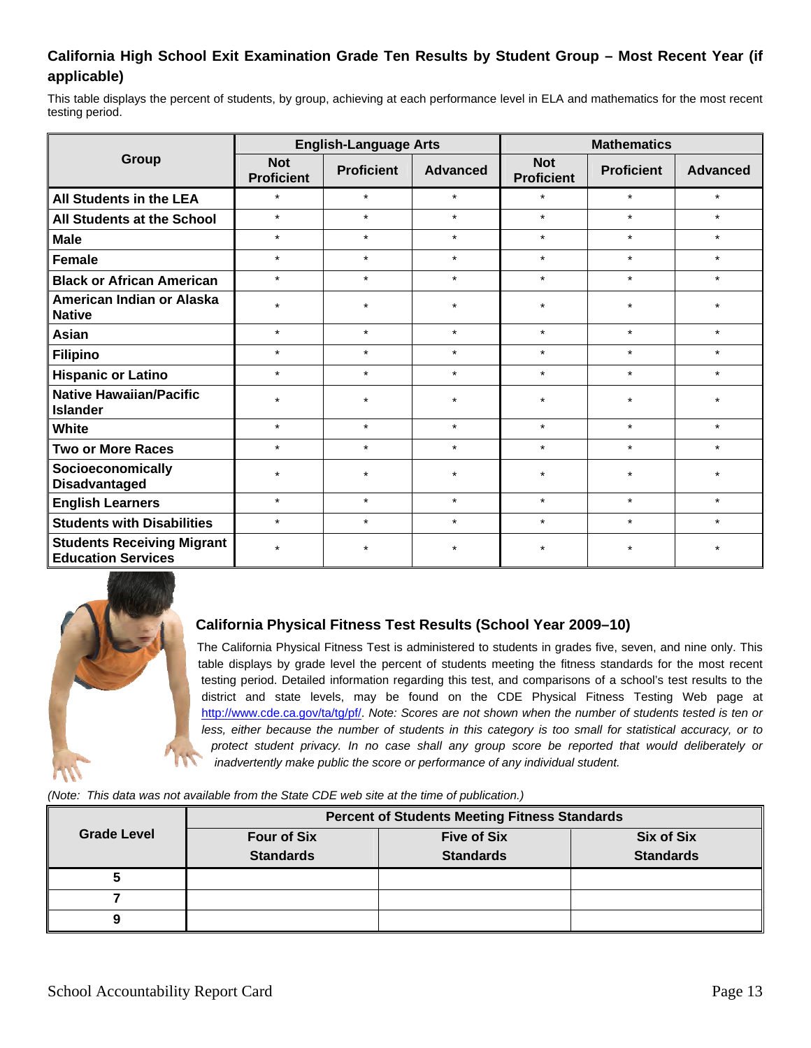### California High School Exit Examination Grade Ten Results by Student Group – Most Recent Year (if applicable)

This table displays the percent of students, by group, achieving at each performance level in ELA and mathematics for the most recent testing period.

| Group | English-Language Arts | | | Mathematics | | |
|---|---|---|---|---|---|---|
| | Not Proficient | Proficient | Advanced | Not Proficient | Proficient | Advanced |
| **All Students in the LEA** | * | * | * | * | * | * |
| **All Students at the School** | * | * | * | * | * | * |
| **Male** | * | * | * | * | * | * |
| **Female** | * | * | * | * | * | * |
| **Black or African American** | * | * | * | * | * | * |
| **American Indian or Alaska Native** | * | * | * | * | * | * |
| **Asian** | * | * | * | * | * | * |
| **Filipino** | * | * | * | * | * | * |
| **Hispanic or Latino** | * | * | * | * | * | * |
| **Native Hawaiian/Pacific Islander** | * | * | * | * | * | * |
| **White** | * | * | * | * | * | * |
| **Two or More Races** | * | * | * | * | * | * |
| **Socioeconomically Disadvantaged** | * | * | * | * | * | * |
| **English Learners** | * | * | * | * | * | * |
| **Students with Disabilities** | * | * | * | * | * | * |
| **Students Receiving Migrant Education Services** | * | * | * | * | * | * |

### California Physical Fitness Test Results (School Year 2009–10)

The California Physical Fitness Test is administered to students in grades five, seven, and nine only. This table displays by grade level the percent of students meeting the fitness standards for the most recent testing period. Detailed information regarding this test, and comparisons of a school's test results to the district and state levels, may be found on the CDE Physical Fitness Testing Web page at http://www.cde.ca.gov/ta/tg/pf/. *Note: Scores are not shown when the number of students tested is ten or less, either because the number of students in this category is too small for statistical accuracy, or to protect student privacy. In no case shall any group score be reported that would deliberately or inadvertently make public the score or performance of any individual student.*

*(Note: This data was not available from the State CDE web site at the time of publication.)*

| Grade Level | Percent of Students Meeting Fitness Standards | | |
|---|---|---|---|
| | Four of Six Standards | Five of Six Standards | Six of Six Standards |
| 5 | | | |
| 7 | | | |
| 9 | | | |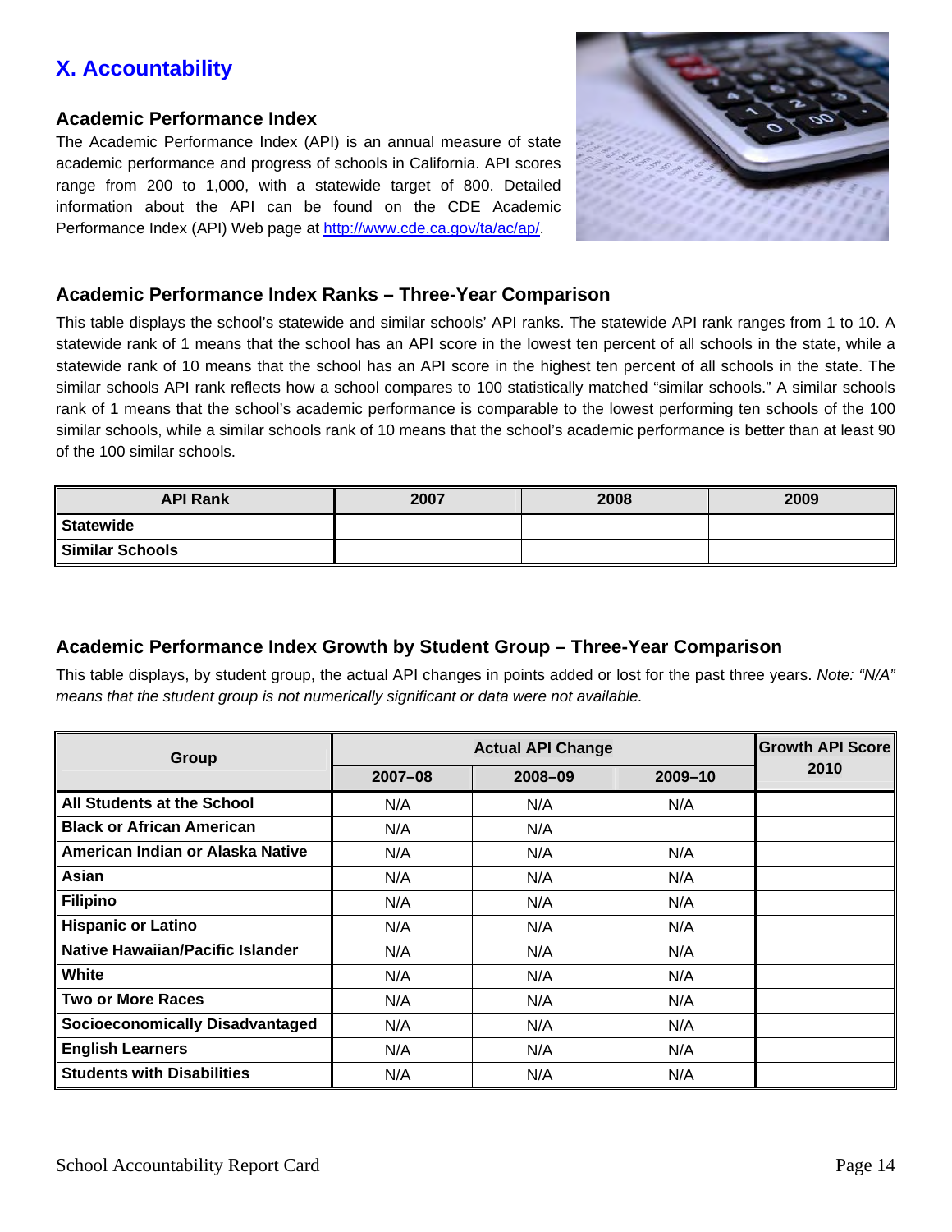## X. Accountability

### Academic Performance Index

The Academic Performance Index (API) is an annual measure of state academic performance and progress of schools in California. API scores range from 200 to 1,000, with a statewide target of 800. Detailed information about the API can be found on the CDE Academic Performance Index (API) Web page at http://www.cde.ca.gov/ta/ac/ap/.

### Academic Performance Index Ranks – Three-Year Comparison

This table displays the school's statewide and similar schools' API ranks. The statewide API rank ranges from 1 to 10. A statewide rank of 1 means that the school has an API score in the lowest ten percent of all schools in the state, while a statewide rank of 10 means that the school has an API score in the highest ten percent of all schools in the state. The similar schools API rank reflects how a school compares to 100 statistically matched "similar schools." A similar schools rank of 1 means that the school's academic performance is comparable to the lowest performing ten schools of the 100 similar schools, while a similar schools rank of 10 means that the school's academic performance is better than at least 90 of the 100 similar schools.

| API Rank | 2007 | 2008 | 2009 |
|---|---|---|---|
| Statewide | | | |
| Similar Schools | | | |

### Academic Performance Index Growth by Student Group – Three-Year Comparison

This table displays, by student group, the actual API changes in points added or lost for the past three years. *Note: "N/A" means that the student group is not numerically significant or data were not available.*

| Group | Actual API Change | | | Growth API Score 2010 |
|---|---|---|---|---|
| | 2007–08 | 2008–09 | 2009–10 | |
| All Students at the School | N/A | N/A | N/A | |
| Black or African American | N/A | N/A | | |
| American Indian or Alaska Native | N/A | N/A | N/A | |
| Asian | N/A | N/A | N/A | |
| Filipino | N/A | N/A | N/A | |
| Hispanic or Latino | N/A | N/A | N/A | |
| Native Hawaiian/Pacific Islander | N/A | N/A | N/A | |
| White | N/A | N/A | N/A | |
| Two or More Races | N/A | N/A | N/A | |
| Socioeconomically Disadvantaged | N/A | N/A | N/A | |
| English Learners | N/A | N/A | N/A | |
| Students with Disabilities | N/A | N/A | N/A | |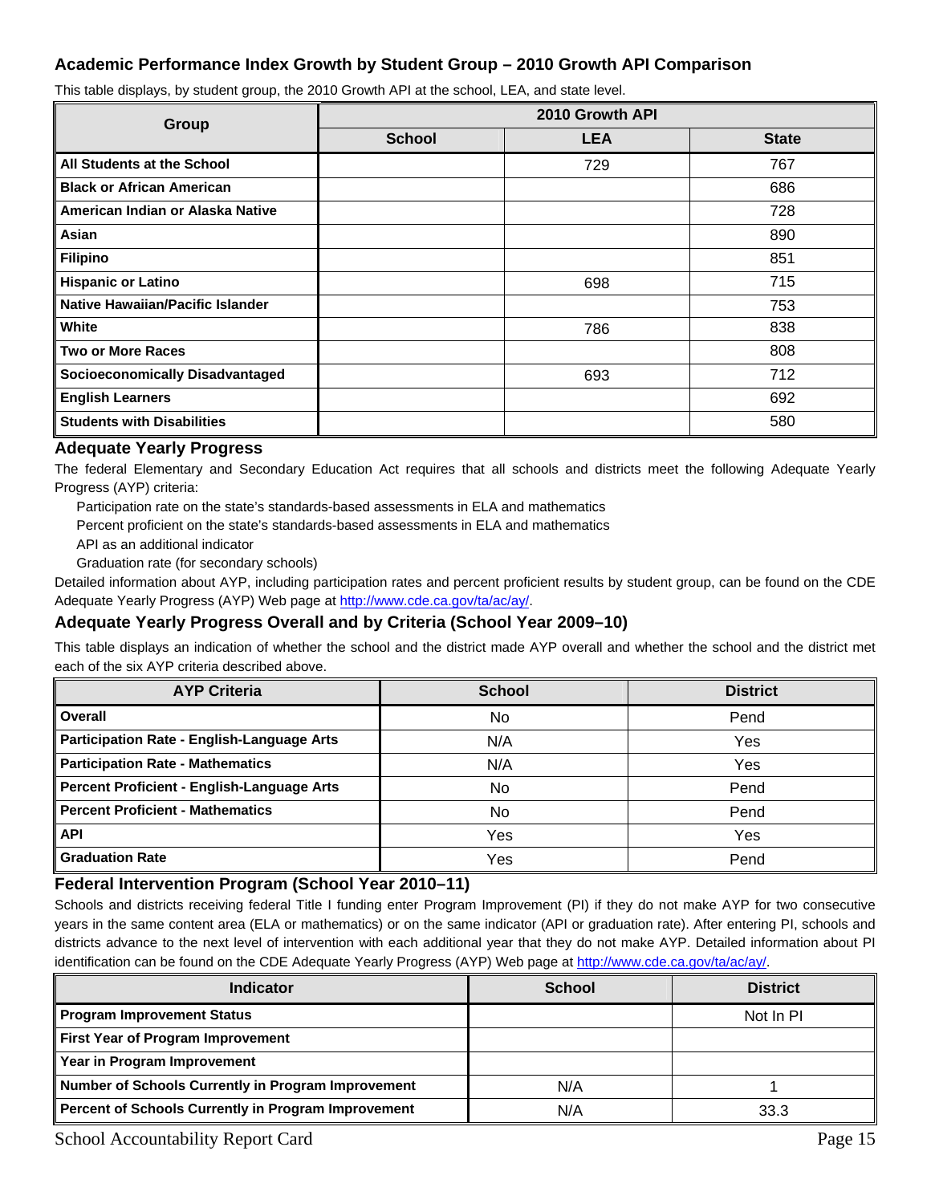### Academic Performance Index Growth by Student Group – 2010 Growth API Comparison

This table displays, by student group, the 2010 Growth API at the school, LEA, and state level.

| Group | 2010 Growth API | | |
|---|---|---|---|
| | School | LEA | State |
| **All Students at the School** | | 729 | 767 |
| **Black or African American** | | | 686 |
| **American Indian or Alaska Native** | | | 728 |
| **Asian** | | | 890 |
| **Filipino** | | | 851 |
| **Hispanic or Latino** | | 698 | 715 |
| **Native Hawaiian/Pacific Islander** | | | 753 |
| **White** | | 786 | 838 |
| **Two or More Races** | | | 808 |
| **Socioeconomically Disadvantaged** | | 693 | 712 |
| **English Learners** | | | 692 |
| **Students with Disabilities** | | | 580 |

### Adequate Yearly Progress

The federal Elementary and Secondary Education Act requires that all schools and districts meet the following Adequate Yearly Progress (AYP) criteria:

- Participation rate on the state's standards-based assessments in ELA and mathematics
- Percent proficient on the state's standards-based assessments in ELA and mathematics
- API as an additional indicator
- Graduation rate (for secondary schools)

Detailed information about AYP, including participation rates and percent proficient results by student group, can be found on the CDE Adequate Yearly Progress (AYP) Web page at http://www.cde.ca.gov/ta/ac/ay/.

### Adequate Yearly Progress Overall and by Criteria (School Year 2009–10)

This table displays an indication of whether the school and the district made AYP overall and whether the school and the district met each of the six AYP criteria described above.

| AYP Criteria | School | District |
|---|---|---|
| **Overall** | No | Pend |
| **Participation Rate - English-Language Arts** | N/A | Yes |
| **Participation Rate - Mathematics** | N/A | Yes |
| **Percent Proficient - English-Language Arts** | No | Pend |
| **Percent Proficient - Mathematics** | No | Pend |
| **API** | Yes | Yes |
| **Graduation Rate** | Yes | Pend |

### Federal Intervention Program (School Year 2010–11)

Schools and districts receiving federal Title I funding enter Program Improvement (PI) if they do not make AYP for two consecutive years in the same content area (ELA or mathematics) or on the same indicator (API or graduation rate). After entering PI, schools and districts advance to the next level of intervention with each additional year that they do not make AYP. Detailed information about PI identification can be found on the CDE Adequate Yearly Progress (AYP) Web page at http://www.cde.ca.gov/ta/ac/ay/.

| Indicator | School | District |
|---|---|---|
| **Program Improvement Status** | | Not In PI |
| **First Year of Program Improvement** | | |
| **Year in Program Improvement** | | |
| **Number of Schools Currently in Program Improvement** | N/A | 1 |
| **Percent of Schools Currently in Program Improvement** | N/A | 33.3 |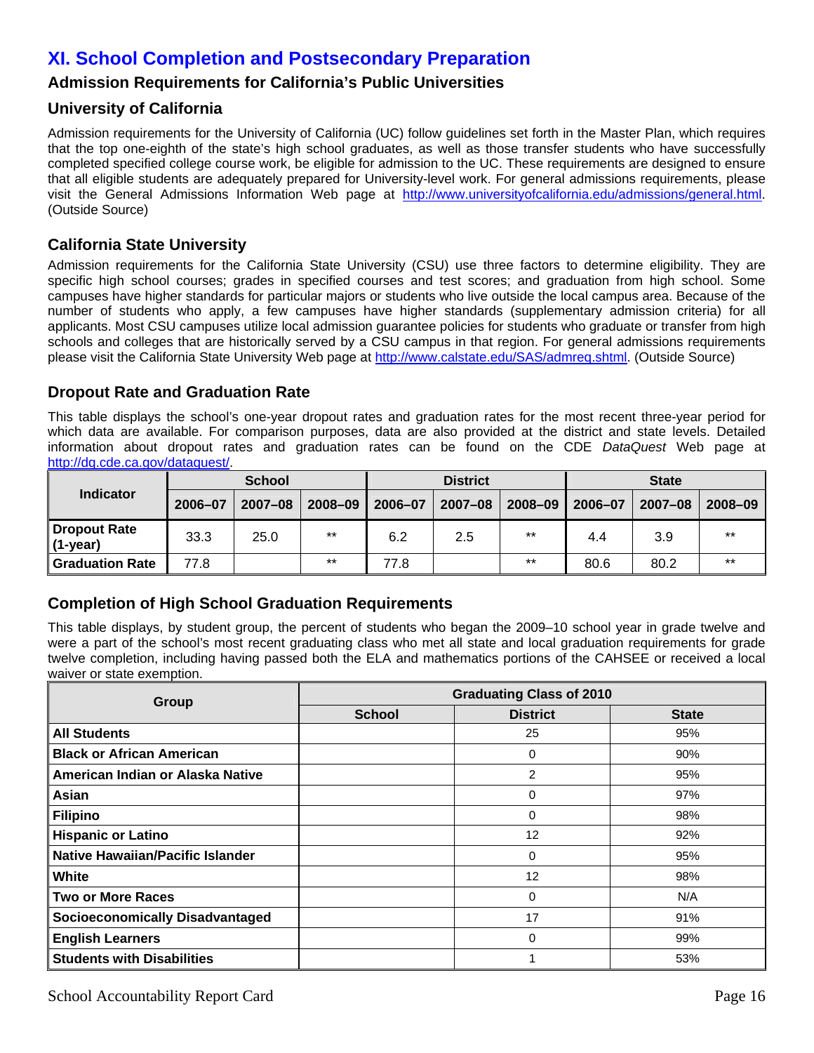# XI. School Completion and Postsecondary Preparation

## Admission Requirements for California's Public Universities

### University of California

Admission requirements for the University of California (UC) follow guidelines set forth in the Master Plan, which requires that the top one-eighth of the state's high school graduates, as well as those transfer students who have successfully completed specified college course work, be eligible for admission to the UC. These requirements are designed to ensure that all eligible students are adequately prepared for University-level work. For general admissions requirements, please visit the General Admissions Information Web page at http://www.universityofcalifornia.edu/admissions/general.html. (Outside Source)

### California State University

Admission requirements for the California State University (CSU) use three factors to determine eligibility. They are specific high school courses; grades in specified courses and test scores; and graduation from high school. Some campuses have higher standards for particular majors or students who live outside the local campus area. Because of the number of students who apply, a few campuses have higher standards (supplementary admission criteria) for all applicants. Most CSU campuses utilize local admission guarantee policies for students who graduate or transfer from high schools and colleges that are historically served by a CSU campus in that region. For general admissions requirements please visit the California State University Web page at http://www.calstate.edu/SAS/admreq.shtml. (Outside Source)

## Dropout Rate and Graduation Rate

This table displays the school's one-year dropout rates and graduation rates for the most recent three-year period for which data are available. For comparison purposes, data are also provided at the district and state levels. Detailed information about dropout rates and graduation rates can be found on the CDE *DataQuest* Web page at http://dq.cde.ca.gov/dataquest/.

| Indicator | School | | | District | | | State | | |
|---|---|---|---|---|---|---|---|---|---|
| | 2006–07 | 2007–08 | 2008–09 | 2006–07 | 2007–08 | 2008–09 | 2006–07 | 2007–08 | 2008–09 |
| **Dropout Rate (1-year)** | 33.3 | 25.0 | ** | 6.2 | 2.5 | ** | 4.4 | 3.9 | ** |
| **Graduation Rate** | 77.8 | | ** | 77.8 | | ** | 80.6 | 80.2 | ** |

## Completion of High School Graduation Requirements

This table displays, by student group, the percent of students who began the 2009–10 school year in grade twelve and were a part of the school's most recent graduating class who met all state and local graduation requirements for grade twelve completion, including having passed both the ELA and mathematics portions of the CAHSEE or received a local waiver or state exemption.

| Group | Graduating Class of 2010 | | |
|---|---|---|---|
| | School | District | State |
| **All Students** | | 25 | 95% |
| **Black or African American** | | 0 | 90% |
| **American Indian or Alaska Native** | | 2 | 95% |
| **Asian** | | 0 | 97% |
| **Filipino** | | 0 | 98% |
| **Hispanic or Latino** | | 12 | 92% |
| **Native Hawaiian/Pacific Islander** | | 0 | 95% |
| **White** | | 12 | 98% |
| **Two or More Races** | | 0 | N/A |
| **Socioeconomically Disadvantaged** | | 17 | 91% |
| **English Learners** | | 0 | 99% |
| **Students with Disabilities** | | 1 | 53% |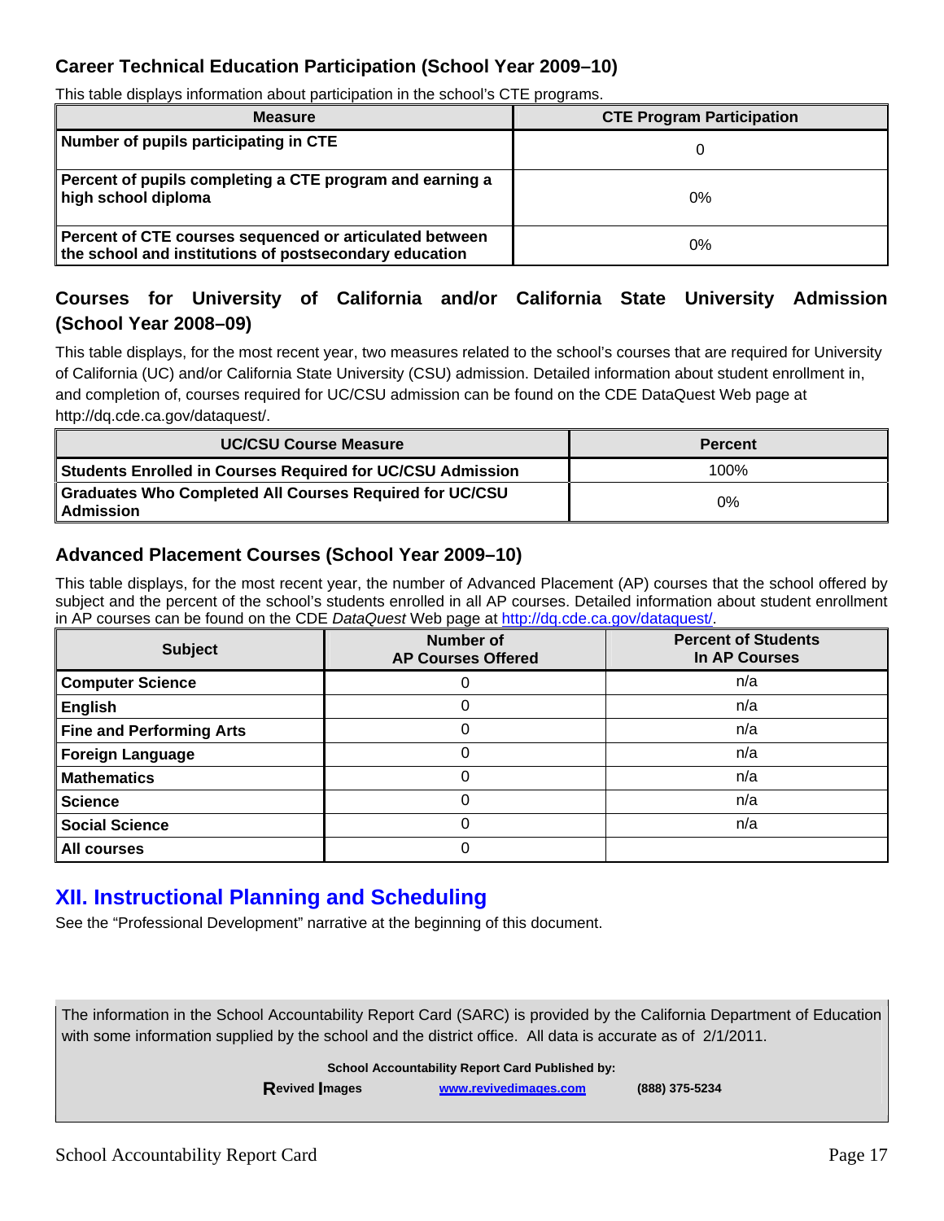### Career Technical Education Participation (School Year 2009–10)

This table displays information about participation in the school's CTE programs.

| Measure | CTE Program Participation |
|---|---|
| **Number of pupils participating in CTE** | 0 |
| **Percent of pupils completing a CTE program and earning a high school diploma** | 0% |
| **Percent of CTE courses sequenced or articulated between the school and institutions of postsecondary education** | 0% |

### Courses for University of California and/or California State University Admission (School Year 2008–09)

This table displays, for the most recent year, two measures related to the school's courses that are required for University of California (UC) and/or California State University (CSU) admission. Detailed information about student enrollment in, and completion of, courses required for UC/CSU admission can be found on the CDE DataQuest Web page at http://dq.cde.ca.gov/dataquest/.

| UC/CSU Course Measure | Percent |
|---|---|
| **Students Enrolled in Courses Required for UC/CSU Admission** | 100% |
| **Graduates Who Completed All Courses Required for UC/CSU Admission** | 0% |

### Advanced Placement Courses (School Year 2009–10)

This table displays, for the most recent year, the number of Advanced Placement (AP) courses that the school offered by subject and the percent of the school's students enrolled in all AP courses. Detailed information about student enrollment in AP courses can be found on the CDE *DataQuest* Web page at http://dq.cde.ca.gov/dataquest/.

| Subject | Number of AP Courses Offered | Percent of Students In AP Courses |
|---|---|---|
| **Computer Science** | 0 | n/a |
| **English** | 0 | n/a |
| **Fine and Performing Arts** | 0 | n/a |
| **Foreign Language** | 0 | n/a |
| **Mathematics** | 0 | n/a |
| **Science** | 0 | n/a |
| **Social Science** | 0 | n/a |
| **All courses** | 0 | |

## XII. Instructional Planning and Scheduling

See the "Professional Development" narrative at the beginning of this document.

The information in the School Accountability Report Card (SARC) is provided by the California Department of Education with some information supplied by the school and the district office. All data is accurate as of 2/1/2011.

**School Accountability Report Card Published by:**

**Revived Images** **www.revivedimages.com** **(888) 375-5234**